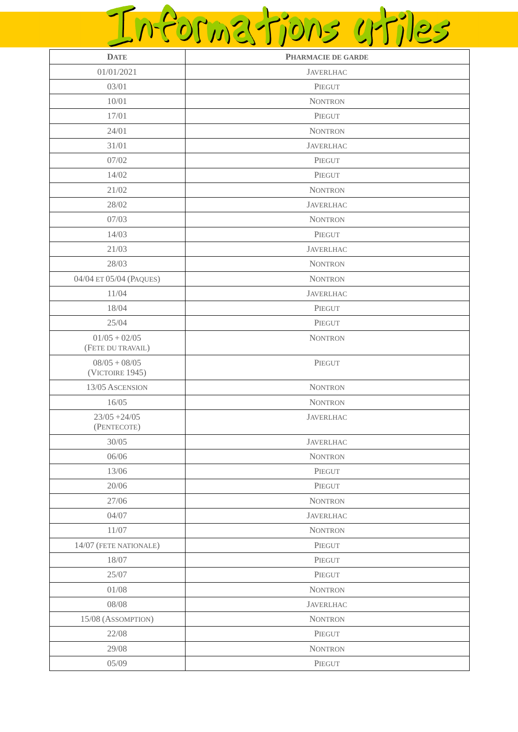# Informations utiles

| DATE | PHARMACIE DE GARDE |
|---|---|
| 01/01/2021 | JAVERLHAC |
| 03/01 | PIEGUT |
| 10/01 | NONTRON |
| 17/01 | PIEGUT |
| 24/01 | NONTRON |
| 31/01 | JAVERLHAC |
| 07/02 | PIEGUT |
| 14/02 | PIEGUT |
| 21/02 | NONTRON |
| 28/02 | JAVERLHAC |
| 07/03 | NONTRON |
| 14/03 | PIEGUT |
| 21/03 | JAVERLHAC |
| 28/03 | NONTRON |
| 04/04 ET 05/04 (PAQUES) | NONTRON |
| 11/04 | JAVERLHAC |
| 18/04 | PIEGUT |
| 25/04 | PIEGUT |
| 01/05 + 02/05 (FETE DU TRAVAIL) | NONTRON |
| 08/05 + 08/05 (VICTOIRE 1945) | PIEGUT |
| 13/05 ASCENSION | NONTRON |
| 16/05 | NONTRON |
| 23/05 +24/05 (PENTECOTE) | JAVERLHAC |
| 30/05 | JAVERLHAC |
| 06/06 | NONTRON |
| 13/06 | PIEGUT |
| 20/06 | PIEGUT |
| 27/06 | NONTRON |
| 04/07 | JAVERLHAC |
| 11/07 | NONTRON |
| 14/07 (FETE NATIONALE) | PIEGUT |
| 18/07 | PIEGUT |
| 25/07 | PIEGUT |
| 01/08 | NONTRON |
| 08/08 | JAVERLHAC |
| 15/08 (ASSOMPTION) | NONTRON |
| 22/08 | PIEGUT |
| 29/08 | NONTRON |
| 05/09 | PIEGUT |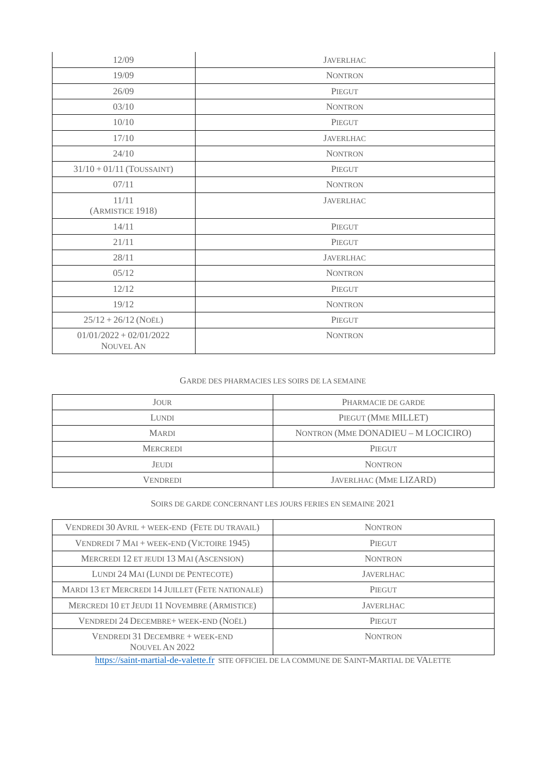| | |
|---|---|
| 12/09 | Javerlhac |
| 19/09 | Nontron |
| 26/09 | Piegut |
| 03/10 | Nontron |
| 10/10 | Piegut |
| 17/10 | Javerlhac |
| 24/10 | Nontron |
| 31/10 + 01/11 (Toussaint) | Piegut |
| 07/11 | Nontron |
| 11/11 (Armistice 1918) | Javerlhac |
| 14/11 | Piegut |
| 21/11 | Piegut |
| 28/11 | Javerlhac |
| 05/12 | Nontron |
| 12/12 | Piegut |
| 19/12 | Nontron |
| 25/12 + 26/12 (Noël) | Piegut |
| 01/01/2022 + 02/01/2022 Nouvel An | Nontron |

Garde des pharmacies les soirs de la semaine

| Jour | Pharmacie de garde |
|---|---|
| Lundi | Piegut (Mme MILLET) |
| Mardi | Nontron (Mme DONADIEU – M LOCICIRO) |
| Mercredi | Piegut |
| Jeudi | Nontron |
| Vendredi | Javerlhac (Mme LIZARD) |

Soirs de garde concernant les jours feries en semaine 2021

| | |
|---|---|
| Vendredi 30 Avril + week-end (Fete du travail) | Nontron |
| Vendredi 7 Mai + week-end (Victoire 1945) | Piegut |
| Mercredi 12 et jeudi 13 Mai (Ascension) | Nontron |
| Lundi 24 Mai (Lundi de Pentecote) | Javerlhac |
| Mardi 13 et Mercredi 14 Juillet (Fete nationale) | Piegut |
| Mercredi 10 et Jeudi 11 Novembre (Armistice) | Javerlhac |
| Vendredi 24 Decembre+ week-end (Noël) | Piegut |
| Vendredi 31 Decembre + week-end Nouvel An 2022 | Nontron |

https://saint-martial-de-valette.fr site officiel de la commune de Saint-Martial de VAlette